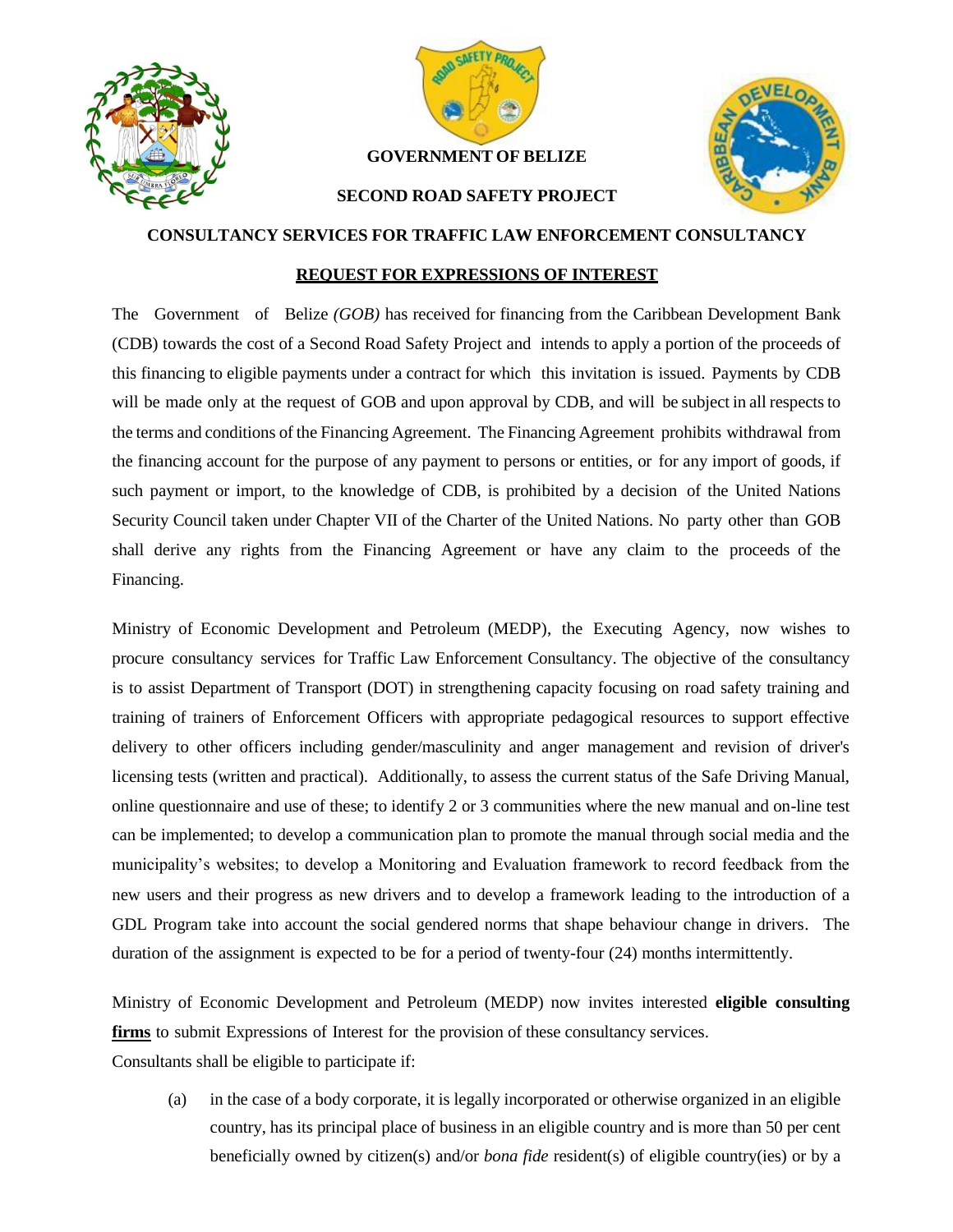**GOVERNMENT OF BELIZE**

**SECOND ROAD SAFETY PROJECT**

**CONSULTANCY SERVICES FOR TRAFFIC LAW ENFORCEMENT CONSULTANCY**

**REQUEST FOR EXPRESSIONS OF INTEREST**

The Government of Belize *(GOB)* has received for financing from the Caribbean Development Bank (CDB) towards the cost of a Second Road Safety Project and intends to apply a portion of the proceeds of this financing to eligible payments under a contract for which this invitation is issued. Payments by CDB will be made only at the request of GOB and upon approval by CDB, and will be subject in all respects to the terms and conditions of the Financing Agreement. The Financing Agreement prohibits withdrawal from the financing account for the purpose of any payment to persons or entities, or for any import of goods, if such payment or import, to the knowledge of CDB, is prohibited by a decision of the United Nations Security Council taken under Chapter VII of the Charter of the United Nations. No party other than GOB shall derive any rights from the Financing Agreement or have any claim to the proceeds of the Financing.

Ministry of Economic Development and Petroleum (MEDP), the Executing Agency, now wishes to procure consultancy services for Traffic Law Enforcement Consultancy. The objective of the consultancy is to assist Department of Transport (DOT) in strengthening capacity focusing on road safety training and training of trainers of Enforcement Officers with appropriate pedagogical resources to support effective delivery to other officers including gender/masculinity and anger management and revision of driver's licensing tests (written and practical). Additionally, to assess the current status of the Safe Driving Manual, online questionnaire and use of these; to identify 2 or 3 communities where the new manual and on-line test can be implemented; to develop a communication plan to promote the manual through social media and the municipality's websites; to develop a Monitoring and Evaluation framework to record feedback from the new users and their progress as new drivers and to develop a framework leading to the introduction of a GDL Program take into account the social gendered norms that shape behaviour change in drivers. The duration of the assignment is expected to be for a period of twenty-four (24) months intermittently.

Ministry of Economic Development and Petroleum (MEDP) now invites interested **eligible consulting firms** to submit Expressions of Interest for the provision of these consultancy services.

Consultants shall be eligible to participate if:

(a) in the case of a body corporate, it is legally incorporated or otherwise organized in an eligible country, has its principal place of business in an eligible country and is more than 50 per cent beneficially owned by citizen(s) and/or *bona fide* resident(s) of eligible country(ies) or by a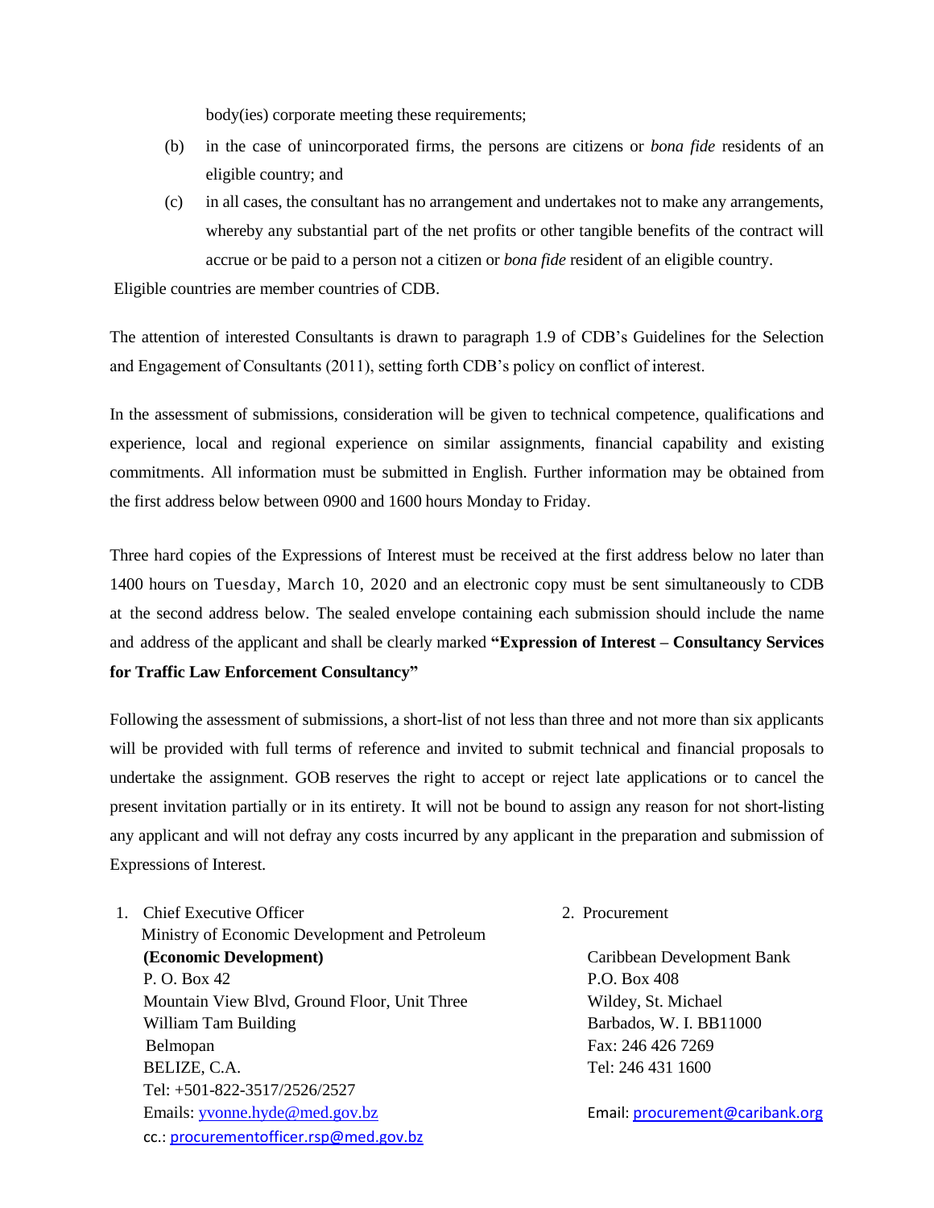body(ies) corporate meeting these requirements;

(b) in the case of unincorporated firms, the persons are citizens or *bona fide* residents of an eligible country; and

(c) in all cases, the consultant has no arrangement and undertakes not to make any arrangements, whereby any substantial part of the net profits or other tangible benefits of the contract will accrue or be paid to a person not a citizen or *bona fide* resident of an eligible country.

Eligible countries are member countries of CDB.

The attention of interested Consultants is drawn to paragraph 1.9 of CDB's Guidelines for the Selection and Engagement of Consultants (2011), setting forth CDB's policy on conflict of interest.

In the assessment of submissions, consideration will be given to technical competence, qualifications and experience, local and regional experience on similar assignments, financial capability and existing commitments. All information must be submitted in English. Further information may be obtained from the first address below between 0900 and 1600 hours Monday to Friday.

Three hard copies of the Expressions of Interest must be received at the first address below no later than 1400 hours on Tuesday, March 10, 2020 and an electronic copy must be sent simultaneously to CDB at the second address below. The sealed envelope containing each submission should include the name and address of the applicant and shall be clearly marked **"Expression of Interest – Consultancy Services for Traffic Law Enforcement Consultancy"**

Following the assessment of submissions, a short-list of not less than three and not more than six applicants will be provided with full terms of reference and invited to submit technical and financial proposals to undertake the assignment. GOB reserves the right to accept or reject late applications or to cancel the present invitation partially or in its entirety. It will not be bound to assign any reason for not short-listing any applicant and will not defray any costs incurred by any applicant in the preparation and submission of Expressions of Interest.

1. Chief Executive Officer
   Ministry of Economic Development and Petroleum
   **(Economic Development)**
   P. O. Box 42
   Mountain View Blvd, Ground Floor, Unit Three
   William Tam Building
   Belmopan
   BELIZE, C.A.
   Tel: +501-822-3517/2526/2527
   Emails: yvonne.hyde@med.gov.bz
   cc.: procurementofficer.rsp@med.gov.bz

2. Procurement

   Caribbean Development Bank
   P.O. Box 408
   Wildey, St. Michael
   Barbados, W. I. BB11000
   Fax: 246 426 7269
   Tel: 246 431 1600

   Email: procurement@caribank.org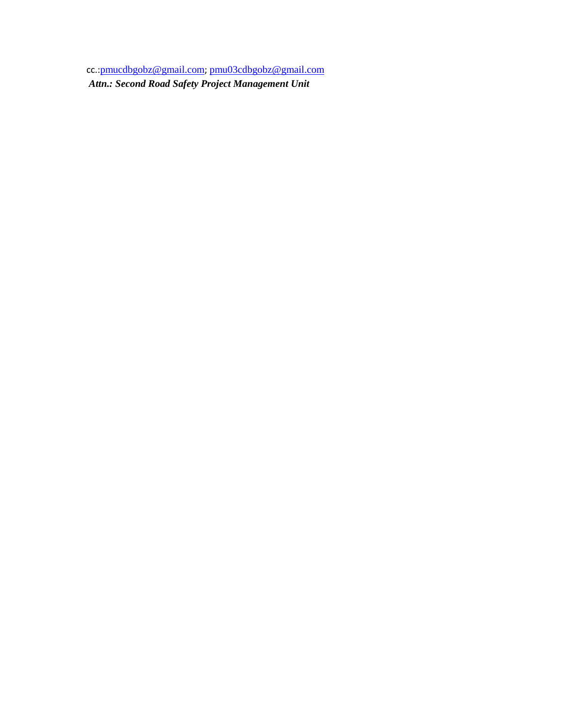cc.:pmucdbgobz@gmail.com; pmu03cdbgobz@gmail.com

***Attn.: Second Road Safety Project Management Unit***